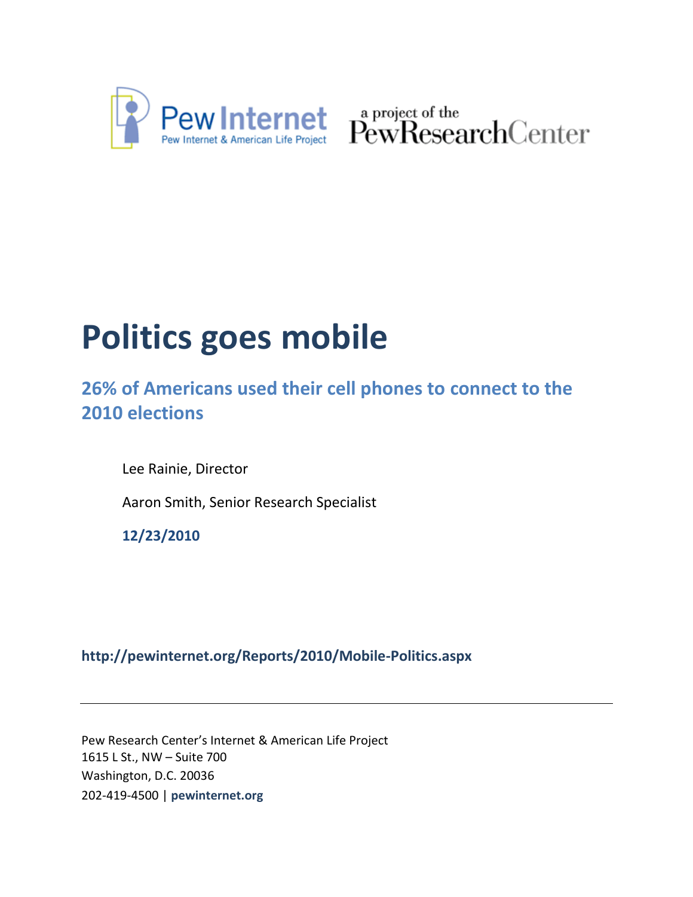Pew Internet
Pew Internet & American Life Project

a project of the PewResearchCenter

# Politics goes mobile

## 26% of Americans used their cell phones to connect to the 2010 elections

Lee Rainie, Director

Aaron Smith, Senior Research Specialist

**12/23/2010**

**http://pewinternet.org/Reports/2010/Mobile-Politics.aspx**

---

Pew Research Center's Internet & American Life Project
1615 L St., NW – Suite 700
Washington, D.C. 20036
202-419-4500 | **pewinternet.org**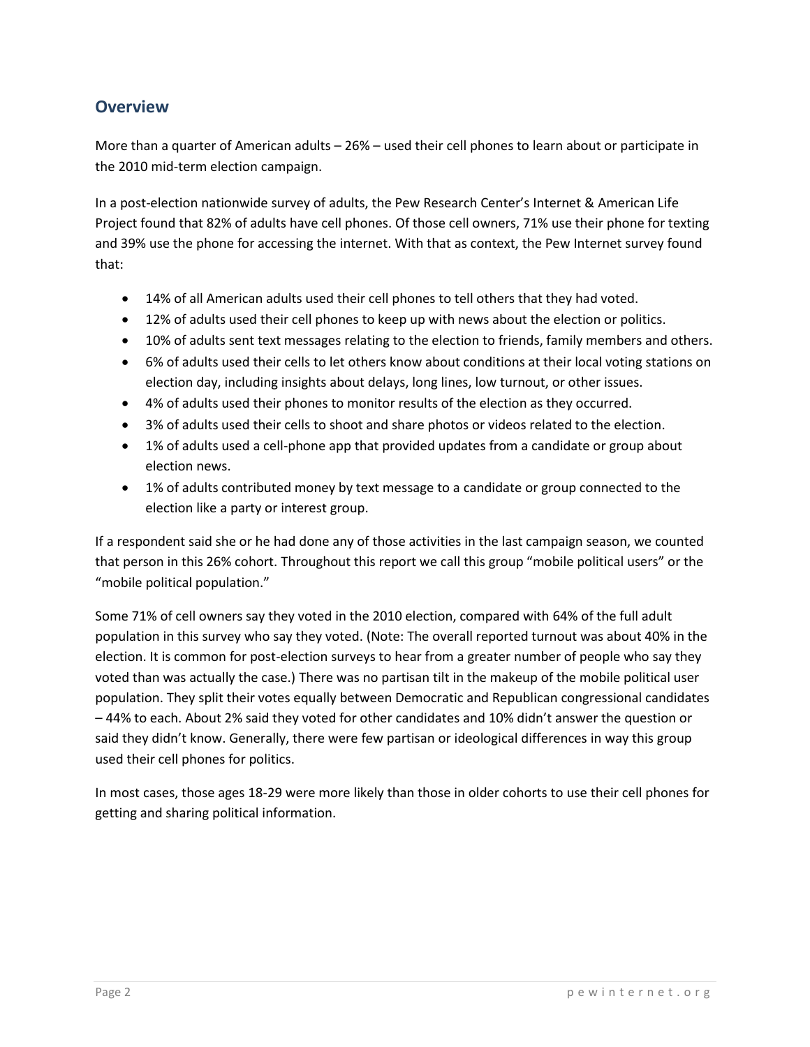## Overview

More than a quarter of American adults – 26% – used their cell phones to learn about or participate in the 2010 mid-term election campaign.

In a post-election nationwide survey of adults, the Pew Research Center's Internet & American Life Project found that 82% of adults have cell phones. Of those cell owners, 71% use their phone for texting and 39% use the phone for accessing the internet. With that as context, the Pew Internet survey found that:

- 14% of all American adults used their cell phones to tell others that they had voted.
- 12% of adults used their cell phones to keep up with news about the election or politics.
- 10% of adults sent text messages relating to the election to friends, family members and others.
- 6% of adults used their cells to let others know about conditions at their local voting stations on election day, including insights about delays, long lines, low turnout, or other issues.
- 4% of adults used their phones to monitor results of the election as they occurred.
- 3% of adults used their cells to shoot and share photos or videos related to the election.
- 1% of adults used a cell-phone app that provided updates from a candidate or group about election news.
- 1% of adults contributed money by text message to a candidate or group connected to the election like a party or interest group.

If a respondent said she or he had done any of those activities in the last campaign season, we counted that person in this 26% cohort. Throughout this report we call this group "mobile political users" or the "mobile political population."

Some 71% of cell owners say they voted in the 2010 election, compared with 64% of the full adult population in this survey who say they voted. (Note: The overall reported turnout was about 40% in the election. It is common for post-election surveys to hear from a greater number of people who say they voted than was actually the case.) There was no partisan tilt in the makeup of the mobile political user population. They split their votes equally between Democratic and Republican congressional candidates – 44% to each. About 2% said they voted for other candidates and 10% didn't answer the question or said they didn't know. Generally, there were few partisan or ideological differences in way this group used their cell phones for politics.

In most cases, those ages 18-29 were more likely than those in older cohorts to use their cell phones for getting and sharing political information.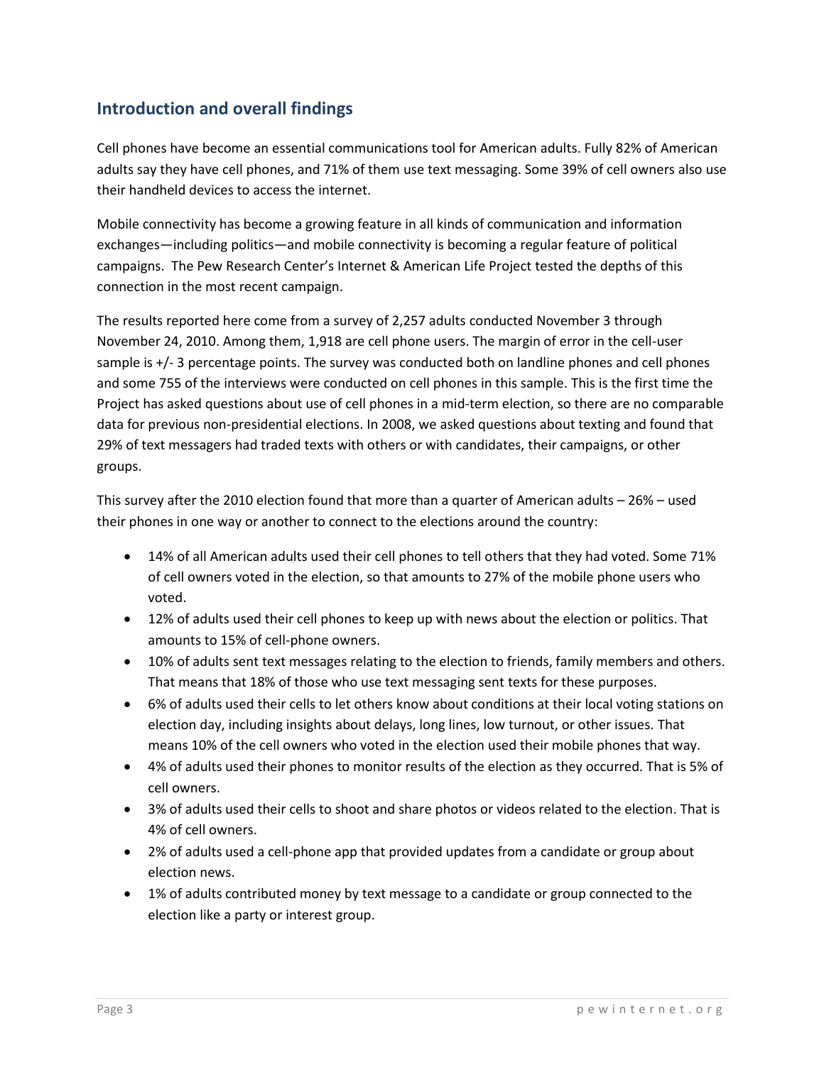## Introduction and overall findings

Cell phones have become an essential communications tool for American adults. Fully 82% of American adults say they have cell phones, and 71% of them use text messaging. Some 39% of cell owners also use their handheld devices to access the internet.

Mobile connectivity has become a growing feature in all kinds of communication and information exchanges—including politics—and mobile connectivity is becoming a regular feature of political campaigns. The Pew Research Center's Internet & American Life Project tested the depths of this connection in the most recent campaign.

The results reported here come from a survey of 2,257 adults conducted November 3 through November 24, 2010. Among them, 1,918 are cell phone users. The margin of error in the cell-user sample is +/- 3 percentage points. The survey was conducted both on landline phones and cell phones and some 755 of the interviews were conducted on cell phones in this sample. This is the first time the Project has asked questions about use of cell phones in a mid-term election, so there are no comparable data for previous non-presidential elections. In 2008, we asked questions about texting and found that 29% of text messagers had traded texts with others or with candidates, their campaigns, or other groups.

This survey after the 2010 election found that more than a quarter of American adults – 26% – used their phones in one way or another to connect to the elections around the country:

- 14% of all American adults used their cell phones to tell others that they had voted. Some 71% of cell owners voted in the election, so that amounts to 27% of the mobile phone users who voted.
- 12% of adults used their cell phones to keep up with news about the election or politics. That amounts to 15% of cell-phone owners.
- 10% of adults sent text messages relating to the election to friends, family members and others. That means that 18% of those who use text messaging sent texts for these purposes.
- 6% of adults used their cells to let others know about conditions at their local voting stations on election day, including insights about delays, long lines, low turnout, or other issues. That means 10% of the cell owners who voted in the election used their mobile phones that way.
- 4% of adults used their phones to monitor results of the election as they occurred. That is 5% of cell owners.
- 3% of adults used their cells to shoot and share photos or videos related to the election. That is 4% of cell owners.
- 2% of adults used a cell-phone app that provided updates from a candidate or group about election news.
- 1% of adults contributed money by text message to a candidate or group connected to the election like a party or interest group.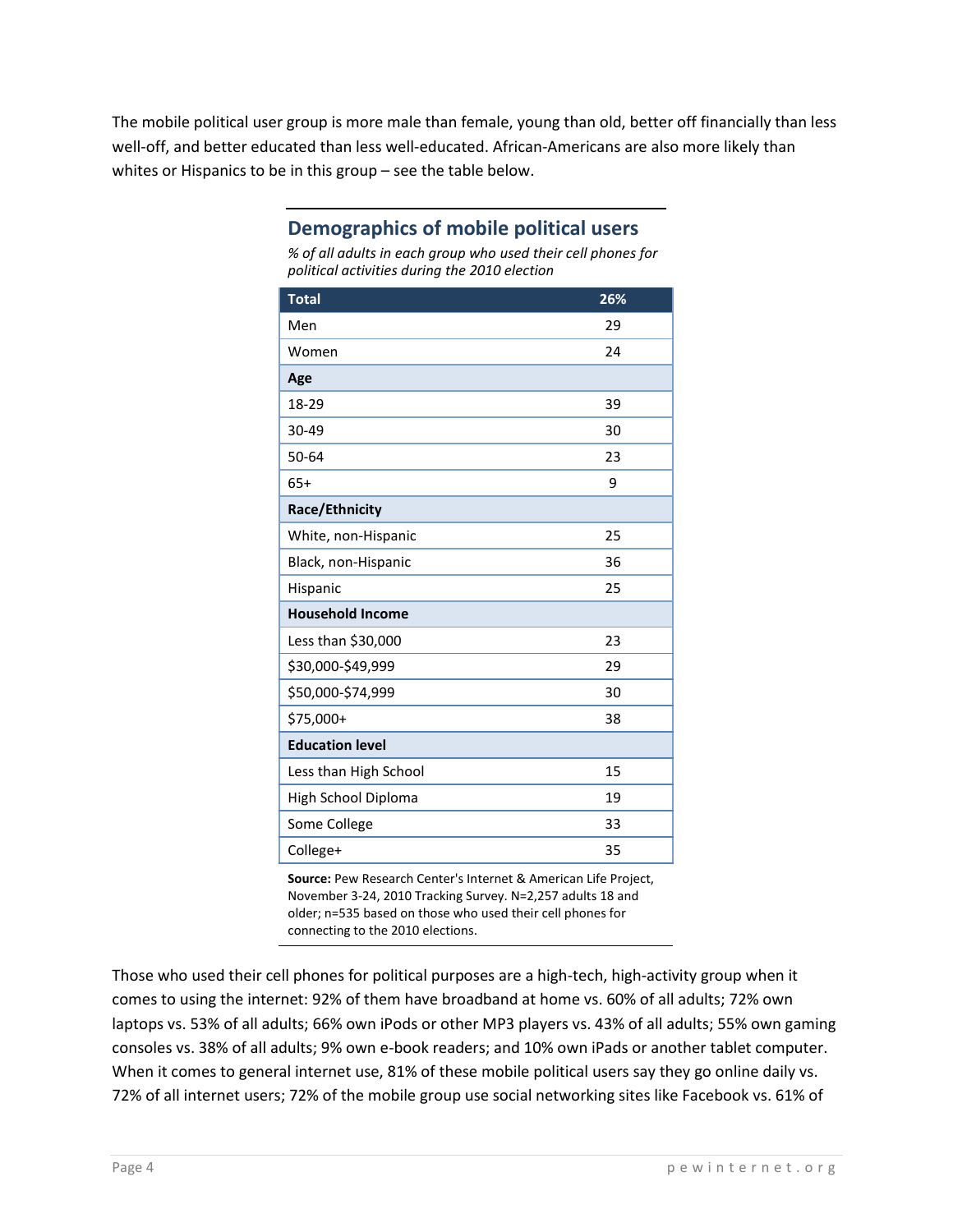The mobile political user group is more male than female, young than old, better off financially than less well-off, and better educated than less well-educated. African-Americans are also more likely than whites or Hispanics to be in this group – see the table below.

### Demographics of mobile political users

*% of all adults in each group who used their cell phones for political activities during the 2010 election*

| Total | 26% |
|---|---|
| Men | 29 |
| Women | 24 |
| **Age** | |
| 18-29 | 39 |
| 30-49 | 30 |
| 50-64 | 23 |
| 65+ | 9 |
| **Race/Ethnicity** | |
| White, non-Hispanic | 25 |
| Black, non-Hispanic | 36 |
| Hispanic | 25 |
| **Household Income** | |
| Less than $30,000 | 23 |
| $30,000-$49,999 | 29 |
| $50,000-$74,999 | 30 |
| $75,000+ | 38 |
| **Education level** | |
| Less than High School | 15 |
| High School Diploma | 19 |
| Some College | 33 |
| College+ | 35 |

**Source:** Pew Research Center's Internet & American Life Project, November 3-24, 2010 Tracking Survey. N=2,257 adults 18 and older; n=535 based on those who used their cell phones for connecting to the 2010 elections.

Those who used their cell phones for political purposes are a high-tech, high-activity group when it comes to using the internet: 92% of them have broadband at home vs. 60% of all adults; 72% own laptops vs. 53% of all adults; 66% own iPods or other MP3 players vs. 43% of all adults; 55% own gaming consoles vs. 38% of all adults; 9% own e-book readers; and 10% own iPads or another tablet computer. When it comes to general internet use, 81% of these mobile political users say they go online daily vs. 72% of all internet users; 72% of the mobile group use social networking sites like Facebook vs. 61% of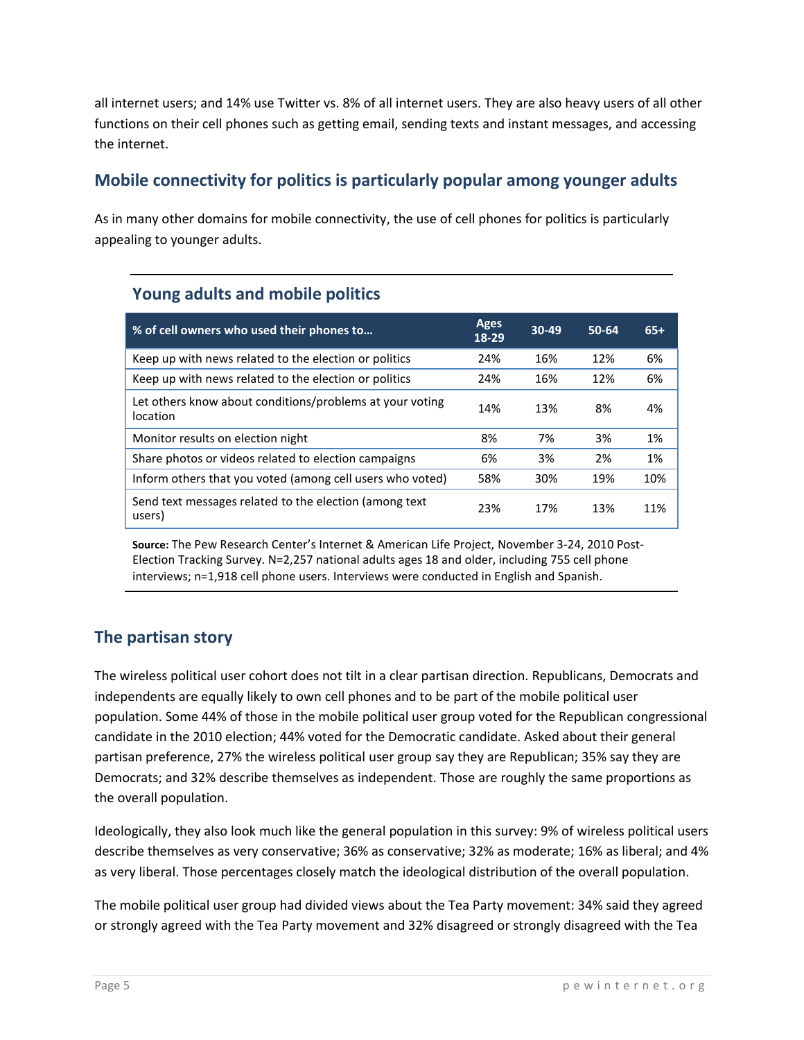all internet users; and 14% use Twitter vs. 8% of all internet users. They are also heavy users of all other functions on their cell phones such as getting email, sending texts and instant messages, and accessing the internet.

## Mobile connectivity for politics is particularly popular among younger adults

As in many other domains for mobile connectivity, the use of cell phones for politics is particularly appealing to younger adults.

### Young adults and mobile politics

| % of cell owners who used their phones to… | Ages 18-29 | 30-49 | 50-64 | 65+ |
|---|---|---|---|---|
| Keep up with news related to the election or politics | 24% | 16% | 12% | 6% |
| Keep up with news related to the election or politics | 24% | 16% | 12% | 6% |
| Let others know about conditions/problems at your voting location | 14% | 13% | 8% | 4% |
| Monitor results on election night | 8% | 7% | 3% | 1% |
| Share photos or videos related to election campaigns | 6% | 3% | 2% | 1% |
| Inform others that you voted (among cell users who voted) | 58% | 30% | 19% | 10% |
| Send text messages related to the election (among text users) | 23% | 17% | 13% | 11% |

**Source:** The Pew Research Center's Internet & American Life Project, November 3-24, 2010 Post-Election Tracking Survey. N=2,257 national adults ages 18 and older, including 755 cell phone interviews; n=1,918 cell phone users. Interviews were conducted in English and Spanish.

## The partisan story

The wireless political user cohort does not tilt in a clear partisan direction. Republicans, Democrats and independents are equally likely to own cell phones and to be part of the mobile political user population. Some 44% of those in the mobile political user group voted for the Republican congressional candidate in the 2010 election; 44% voted for the Democratic candidate. Asked about their general partisan preference, 27% the wireless political user group say they are Republican; 35% say they are Democrats; and 32% describe themselves as independent. Those are roughly the same proportions as the overall population.

Ideologically, they also look much like the general population in this survey: 9% of wireless political users describe themselves as very conservative; 36% as conservative; 32% as moderate; 16% as liberal; and 4% as very liberal. Those percentages closely match the ideological distribution of the overall population.

The mobile political user group had divided views about the Tea Party movement: 34% said they agreed or strongly agreed with the Tea Party movement and 32% disagreed or strongly disagreed with the Tea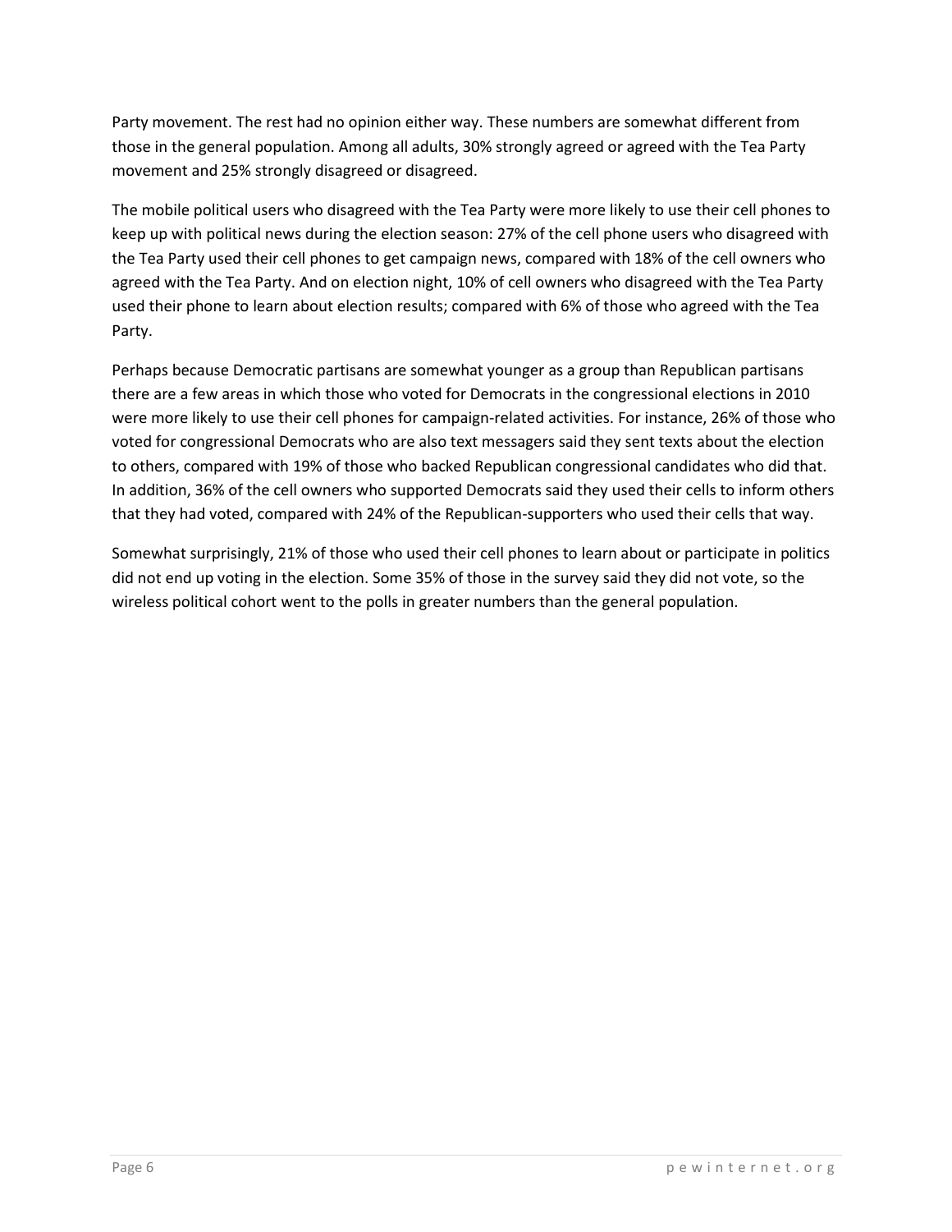Party movement. The rest had no opinion either way. These numbers are somewhat different from those in the general population. Among all adults, 30% strongly agreed or agreed with the Tea Party movement and 25% strongly disagreed or disagreed.

The mobile political users who disagreed with the Tea Party were more likely to use their cell phones to keep up with political news during the election season: 27% of the cell phone users who disagreed with the Tea Party used their cell phones to get campaign news, compared with 18% of the cell owners who agreed with the Tea Party. And on election night, 10% of cell owners who disagreed with the Tea Party used their phone to learn about election results; compared with 6% of those who agreed with the Tea Party.

Perhaps because Democratic partisans are somewhat younger as a group than Republican partisans there are a few areas in which those who voted for Democrats in the congressional elections in 2010 were more likely to use their cell phones for campaign-related activities. For instance, 26% of those who voted for congressional Democrats who are also text messagers said they sent texts about the election to others, compared with 19% of those who backed Republican congressional candidates who did that. In addition, 36% of the cell owners who supported Democrats said they used their cells to inform others that they had voted, compared with 24% of the Republican-supporters who used their cells that way.

Somewhat surprisingly, 21% of those who used their cell phones to learn about or participate in politics did not end up voting in the election. Some 35% of those in the survey said they did not vote, so the wireless political cohort went to the polls in greater numbers than the general population.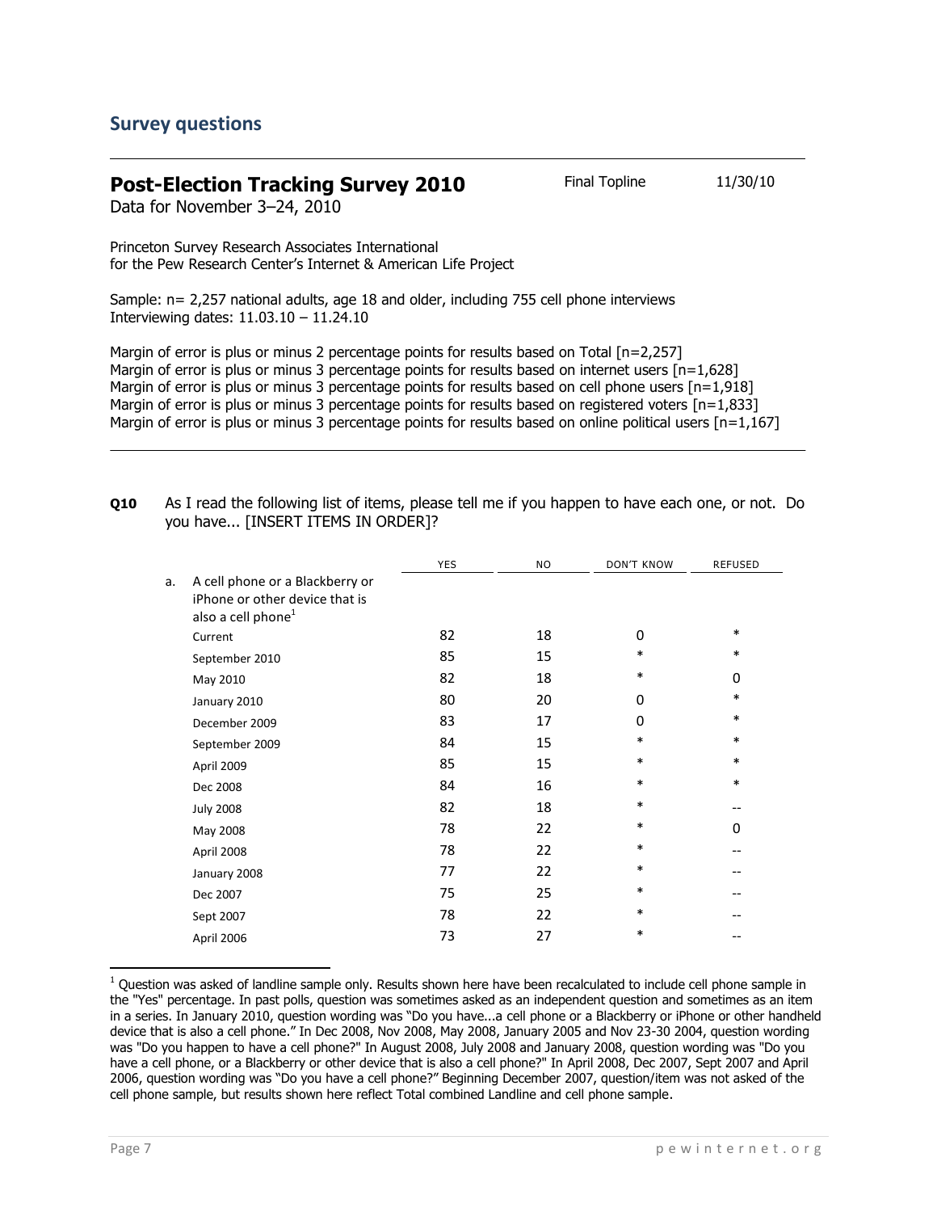## Survey questions

**Post-Election Tracking Survey 2010** Final Topline 11/30/10

Data for November 3–24, 2010

Princeton Survey Research Associates International
for the Pew Research Center's Internet & American Life Project

Sample: n= 2,257 national adults, age 18 and older, including 755 cell phone interviews
Interviewing dates: 11.03.10 – 11.24.10

Margin of error is plus or minus 2 percentage points for results based on Total [n=2,257]
Margin of error is plus or minus 3 percentage points for results based on internet users [n=1,628]
Margin of error is plus or minus 3 percentage points for results based on cell phone users [n=1,918]
Margin of error is plus or minus 3 percentage points for results based on registered voters [n=1,833]
Margin of error is plus or minus 3 percentage points for results based on online political users [n=1,167]

**Q10** As I read the following list of items, please tell me if you happen to have each one, or not. Do you have... [INSERT ITEMS IN ORDER]?

| | YES | NO | DON'T KNOW | REFUSED |
|---|---|---|---|---|
| a. A cell phone or a Blackberry or iPhone or other device that is also a cell phone[1] | | | | |
| Current | 82 | 18 | 0 | * |
| September 2010 | 85 | 15 | * | * |
| May 2010 | 82 | 18 | * | 0 |
| January 2010 | 80 | 20 | 0 | * |
| December 2009 | 83 | 17 | 0 | * |
| September 2009 | 84 | 15 | * | * |
| April 2009 | 85 | 15 | * | * |
| Dec 2008 | 84 | 16 | * | * |
| July 2008 | 82 | 18 | * | -- |
| May 2008 | 78 | 22 | * | 0 |
| April 2008 | 78 | 22 | * | -- |
| January 2008 | 77 | 22 | * | -- |
| Dec 2007 | 75 | 25 | * | -- |
| Sept 2007 | 78 | 22 | * | -- |
| April 2006 | 73 | 27 | * | -- |

[1] Question was asked of landline sample only. Results shown here have been recalculated to include cell phone sample in the "Yes" percentage. In past polls, question was sometimes asked as an independent question and sometimes as an item in a series. In January 2010, question wording was "Do you have...a cell phone or a Blackberry or iPhone or other handheld device that is also a cell phone." In Dec 2008, Nov 2008, May 2008, January 2005 and Nov 23-30 2004, question wording was "Do you happen to have a cell phone?" In August 2008, July 2008 and January 2008, question wording was "Do you have a cell phone, or a Blackberry or other device that is also a cell phone?" In April 2008, Dec 2007, Sept 2007 and April 2006, question wording was "Do you have a cell phone?" Beginning December 2007, question/item was not asked of the cell phone sample, but results shown here reflect Total combined Landline and cell phone sample.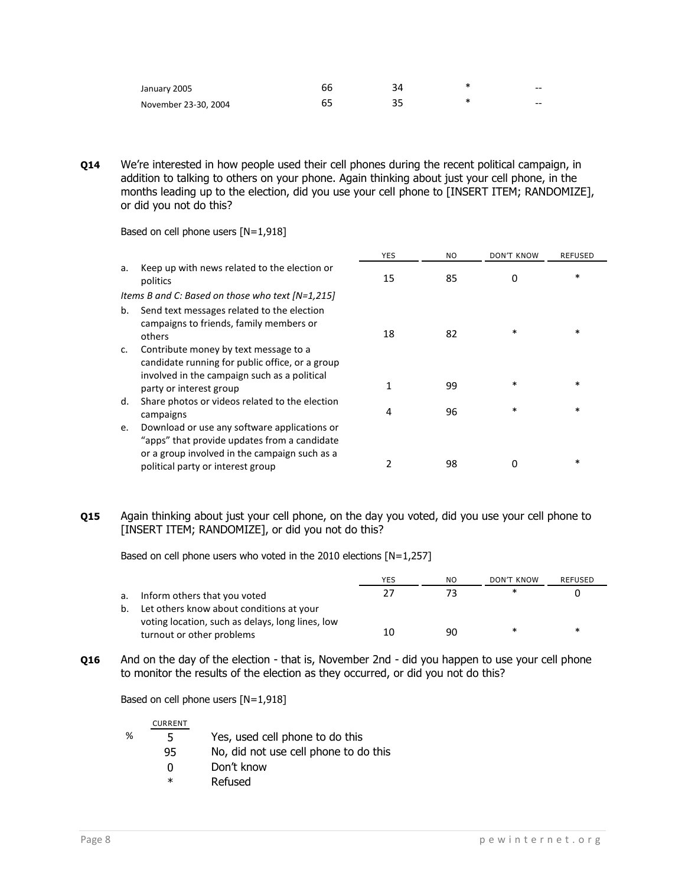| | | | | |
|---|---|---|---|---|
| January 2005 | 66 | 34 | * | -- |
| November 23-30, 2004 | 65 | 35 | * | -- |

**Q14** We're interested in how people used their cell phones during the recent political campaign, in addition to talking to others on your phone. Again thinking about just your cell phone, in the months leading up to the election, did you use your cell phone to [INSERT ITEM; RANDOMIZE], or did you not do this?

Based on cell phone users [N=1,918]

| | YES | NO | DON'T KNOW | REFUSED |
|---|---|---|---|---|
| a. Keep up with news related to the election or politics | 15 | 85 | 0 | * |
| *Items B and C: Based on those who text [N=1,215]* | | | | |
| b. Send text messages related to the election campaigns to friends, family members or others | 18 | 82 | * | * |
| c. Contribute money by text message to a candidate running for public office, or a group involved in the campaign such as a political party or interest group | 1 | 99 | * | * |
| d. Share photos or videos related to the election campaigns | 4 | 96 | * | * |
| e. Download or use any software applications or "apps" that provide updates from a candidate or a group involved in the campaign such as a political party or interest group | 2 | 98 | 0 | * |

**Q15** Again thinking about just your cell phone, on the day you voted, did you use your cell phone to [INSERT ITEM; RANDOMIZE], or did you not do this?

Based on cell phone users who voted in the 2010 elections [N=1,257]

| | YES | NO | DON'T KNOW | REFUSED |
|---|---|---|---|---|
| a. Inform others that you voted | 27 | 73 | * | 0 |
| b. Let others know about conditions at your voting location, such as delays, long lines, low turnout or other problems | 10 | 90 | * | * |

**Q16** And on the day of the election - that is, November 2nd - did you happen to use your cell phone to monitor the results of the election as they occurred, or did you not do this?

Based on cell phone users [N=1,918]

| | CURRENT | |
|---|---|---|
| % | 5 | Yes, used cell phone to do this |
| | 95 | No, did not use cell phone to do this |
| | 0 | Don't know |
| | * | Refused |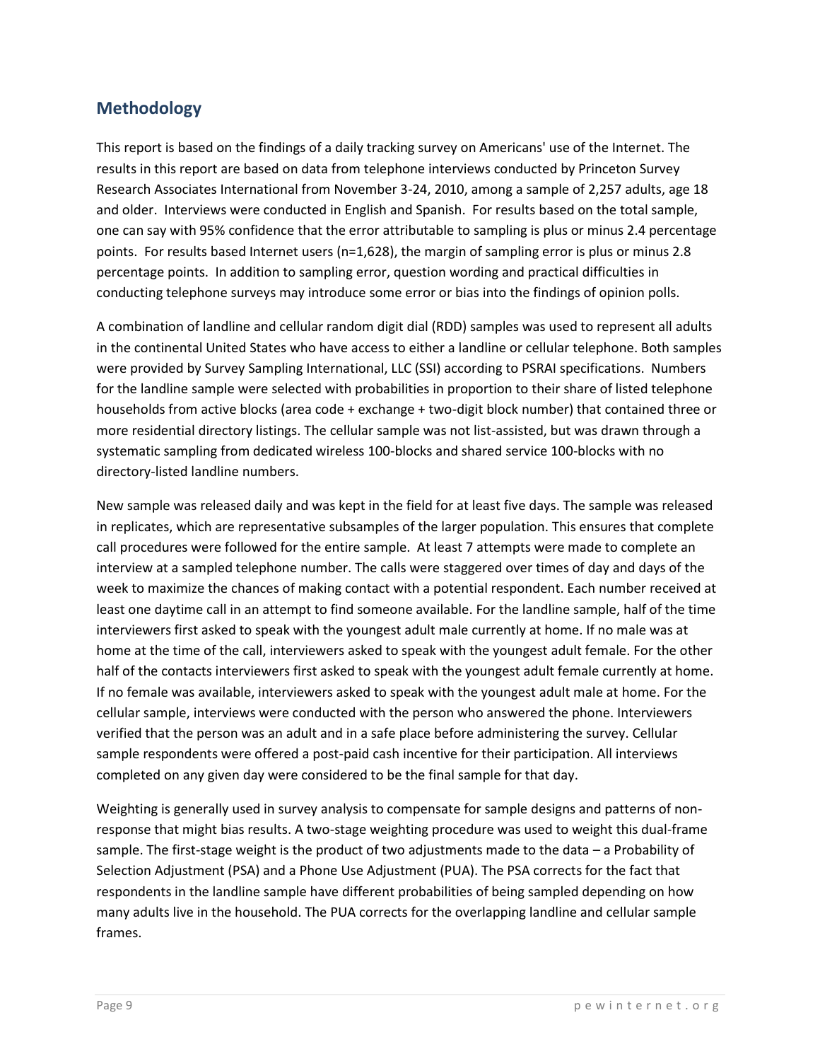## Methodology

This report is based on the findings of a daily tracking survey on Americans' use of the Internet. The results in this report are based on data from telephone interviews conducted by Princeton Survey Research Associates International from November 3-24, 2010, among a sample of 2,257 adults, age 18 and older. Interviews were conducted in English and Spanish. For results based on the total sample, one can say with 95% confidence that the error attributable to sampling is plus or minus 2.4 percentage points. For results based Internet users (n=1,628), the margin of sampling error is plus or minus 2.8 percentage points. In addition to sampling error, question wording and practical difficulties in conducting telephone surveys may introduce some error or bias into the findings of opinion polls.

A combination of landline and cellular random digit dial (RDD) samples was used to represent all adults in the continental United States who have access to either a landline or cellular telephone. Both samples were provided by Survey Sampling International, LLC (SSI) according to PSRAI specifications. Numbers for the landline sample were selected with probabilities in proportion to their share of listed telephone households from active blocks (area code + exchange + two-digit block number) that contained three or more residential directory listings. The cellular sample was not list-assisted, but was drawn through a systematic sampling from dedicated wireless 100-blocks and shared service 100-blocks with no directory-listed landline numbers.

New sample was released daily and was kept in the field for at least five days. The sample was released in replicates, which are representative subsamples of the larger population. This ensures that complete call procedures were followed for the entire sample. At least 7 attempts were made to complete an interview at a sampled telephone number. The calls were staggered over times of day and days of the week to maximize the chances of making contact with a potential respondent. Each number received at least one daytime call in an attempt to find someone available. For the landline sample, half of the time interviewers first asked to speak with the youngest adult male currently at home. If no male was at home at the time of the call, interviewers asked to speak with the youngest adult female. For the other half of the contacts interviewers first asked to speak with the youngest adult female currently at home. If no female was available, interviewers asked to speak with the youngest adult male at home. For the cellular sample, interviews were conducted with the person who answered the phone. Interviewers verified that the person was an adult and in a safe place before administering the survey. Cellular sample respondents were offered a post-paid cash incentive for their participation. All interviews completed on any given day were considered to be the final sample for that day.

Weighting is generally used in survey analysis to compensate for sample designs and patterns of non-response that might bias results. A two-stage weighting procedure was used to weight this dual-frame sample. The first-stage weight is the product of two adjustments made to the data – a Probability of Selection Adjustment (PSA) and a Phone Use Adjustment (PUA). The PSA corrects for the fact that respondents in the landline sample have different probabilities of being sampled depending on how many adults live in the household. The PUA corrects for the overlapping landline and cellular sample frames.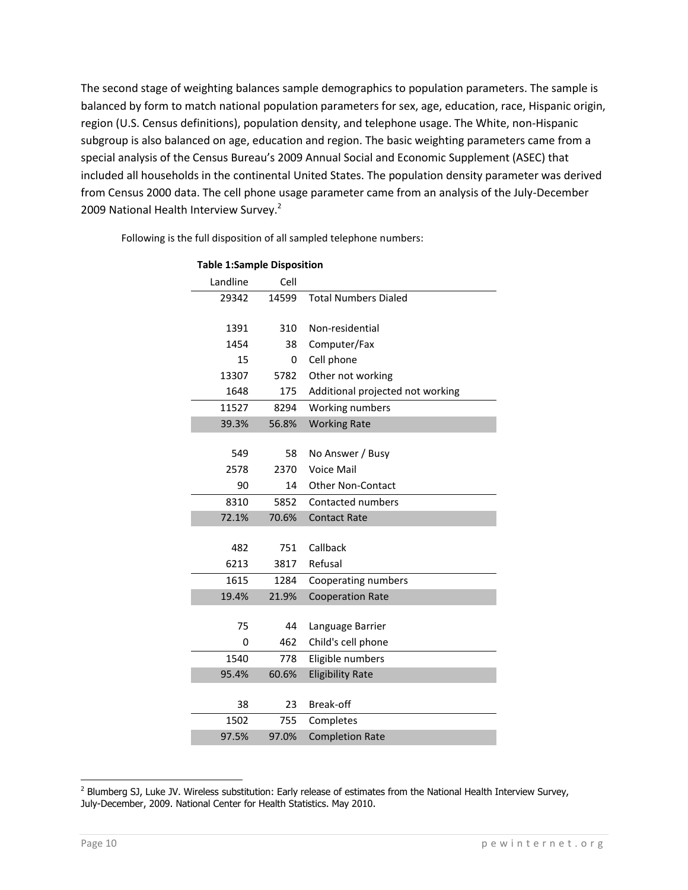The second stage of weighting balances sample demographics to population parameters. The sample is balanced by form to match national population parameters for sex, age, education, race, Hispanic origin, region (U.S. Census definitions), population density, and telephone usage. The White, non-Hispanic subgroup is also balanced on age, education and region. The basic weighting parameters came from a special analysis of the Census Bureau's 2009 Annual Social and Economic Supplement (ASEC) that included all households in the continental United States. The population density parameter was derived from Census 2000 data. The cell phone usage parameter came from an analysis of the July-December 2009 National Health Interview Survey.[2]

Following is the full disposition of all sampled telephone numbers:

**Table 1:Sample Disposition**

| Landline | Cell | |
|---|---|---|
| 29342 | 14599 | Total Numbers Dialed |
| | | |
| 1391 | 310 | Non-residential |
| 1454 | 38 | Computer/Fax |
| 15 | 0 | Cell phone |
| 13307 | 5782 | Other not working |
| 1648 | 175 | Additional projected not working |
| 11527 | 8294 | Working numbers |
| 39.3% | 56.8% | Working Rate |
| | | |
| 549 | 58 | No Answer / Busy |
| 2578 | 2370 | Voice Mail |
| 90 | 14 | Other Non-Contact |
| 8310 | 5852 | Contacted numbers |
| 72.1% | 70.6% | Contact Rate |
| | | |
| 482 | 751 | Callback |
| 6213 | 3817 | Refusal |
| 1615 | 1284 | Cooperating numbers |
| 19.4% | 21.9% | Cooperation Rate |
| | | |
| 75 | 44 | Language Barrier |
| 0 | 462 | Child's cell phone |
| 1540 | 778 | Eligible numbers |
| 95.4% | 60.6% | Eligibility Rate |
| | | |
| 38 | 23 | Break-off |
| 1502 | 755 | Completes |
| 97.5% | 97.0% | Completion Rate |

[2] Blumberg SJ, Luke JV. Wireless substitution: Early release of estimates from the National Health Interview Survey, July-December, 2009. National Center for Health Statistics. May 2010.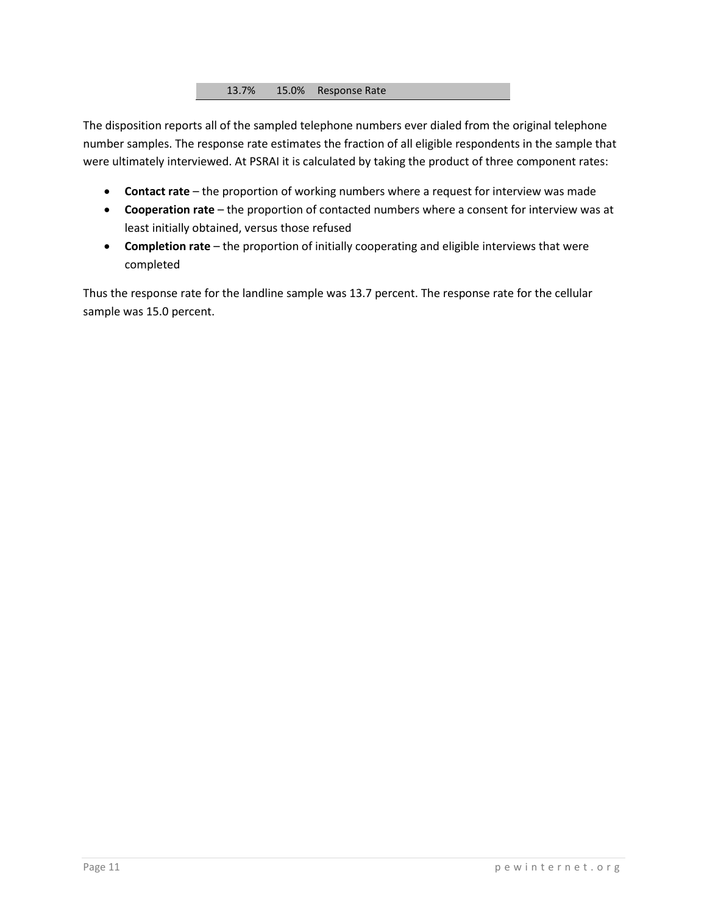| | | |
|---|---|---|
| 13.7% | 15.0% | Response Rate |

The disposition reports all of the sampled telephone numbers ever dialed from the original telephone number samples. The response rate estimates the fraction of all eligible respondents in the sample that were ultimately interviewed. At PSRAI it is calculated by taking the product of three component rates:

- **Contact rate** – the proportion of working numbers where a request for interview was made
- **Cooperation rate** – the proportion of contacted numbers where a consent for interview was at least initially obtained, versus those refused
- **Completion rate** – the proportion of initially cooperating and eligible interviews that were completed

Thus the response rate for the landline sample was 13.7 percent. The response rate for the cellular sample was 15.0 percent.